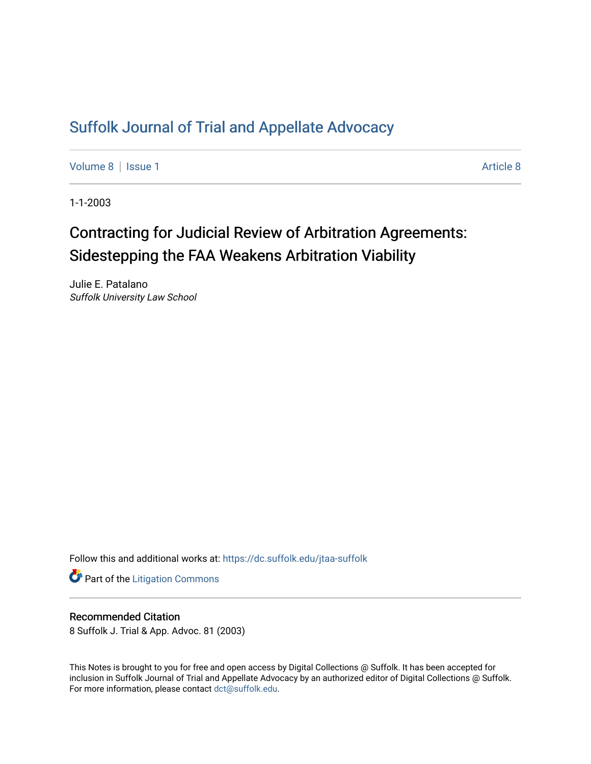# Suffolk Journal of Trial and Appellate Advocacy

Volume 8 | Issue 1 Article 8

1-1-2003

## Contracting for Judicial Review of Arbitration Agreements: Sidestepping the FAA Weakens Arbitration Viability

Julie E. Patalano
*Suffolk University Law School*

Follow this and additional works at: https://dc.suffolk.edu/jtaa-suffolk

Part of the Litigation Commons

### Recommended Citation

8 Suffolk J. Trial & App. Advoc. 81 (2003)

This Notes is brought to you for free and open access by Digital Collections @ Suffolk. It has been accepted for inclusion in Suffolk Journal of Trial and Appellate Advocacy by an authorized editor of Digital Collections @ Suffolk. For more information, please contact dct@suffolk.edu.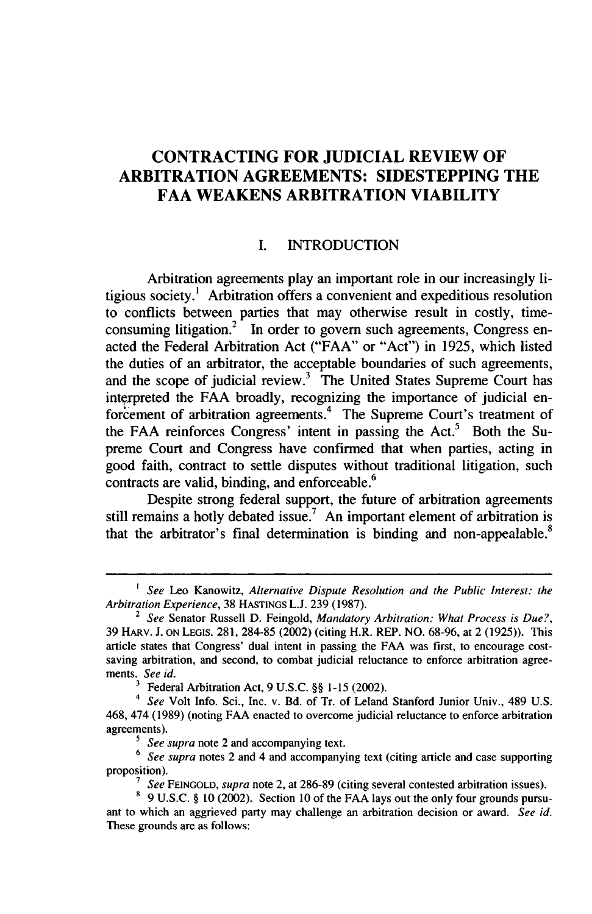# CONTRACTING FOR JUDICIAL REVIEW OF ARBITRATION AGREEMENTS: SIDESTEPPING THE FAA WEAKENS ARBITRATION VIABILITY

## I. INTRODUCTION

Arbitration agreements play an important role in our increasingly litigious society.[1] Arbitration offers a convenient and expeditious resolution to conflicts between parties that may otherwise result in costly, time-consuming litigation.[2] In order to govern such agreements, Congress enacted the Federal Arbitration Act ("FAA" or "Act") in 1925, which listed the duties of an arbitrator, the acceptable boundaries of such agreements, and the scope of judicial review.[3] The United States Supreme Court has interpreted the FAA broadly, recognizing the importance of judicial enforcement of arbitration agreements.[4] The Supreme Court's treatment of the FAA reinforces Congress' intent in passing the Act.[5] Both the Supreme Court and Congress have confirmed that when parties, acting in good faith, contract to settle disputes without traditional litigation, such contracts are valid, binding, and enforceable.[6]

Despite strong federal support, the future of arbitration agreements still remains a hotly debated issue.[7] An important element of arbitration is that the arbitrator's final determination is binding and non-appealable.[8]

---

[1] *See* Leo Kanowitz, *Alternative Dispute Resolution and the Public Interest: the Arbitration Experience*, 38 HASTINGS L.J. 239 (1987).

[2] *See* Senator Russell D. Feingold, *Mandatory Arbitration: What Process is Due?*, 39 HARV. J. ON LEGIS. 281, 284-85 (2002) (citing H.R. REP. NO. 68-96, at 2 (1925)). This article states that Congress' dual intent in passing the FAA was first, to encourage cost-saving arbitration, and second, to combat judicial reluctance to enforce arbitration agreements. *See id.*

[3] Federal Arbitration Act, 9 U.S.C. §§ 1-15 (2002).

[4] *See* Volt Info. Sci., Inc. v. Bd. of Tr. of Leland Stanford Junior Univ., 489 U.S. 468, 474 (1989) (noting FAA enacted to overcome judicial reluctance to enforce arbitration agreements).

[5] *See supra* note 2 and accompanying text.

[6] *See supra* notes 2 and 4 and accompanying text (citing article and case supporting proposition).

[7] *See* FEINGOLD, *supra* note 2, at 286-89 (citing several contested arbitration issues).

[8] 9 U.S.C. § 10 (2002). Section 10 of the FAA lays out the only four grounds pursuant to which an aggrieved party may challenge an arbitration decision or award. *See id.* These grounds are as follows: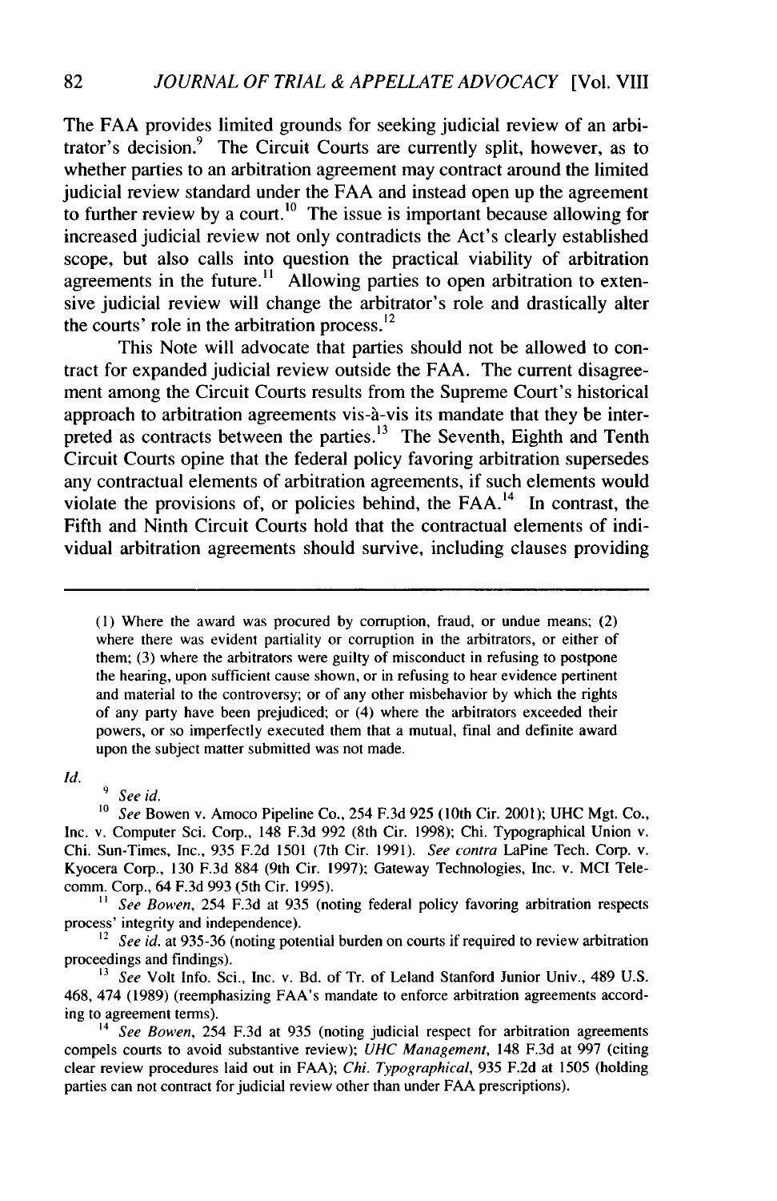The FAA provides limited grounds for seeking judicial review of an arbitrator's decision.[9] The Circuit Courts are currently split, however, as to whether parties to an arbitration agreement may contract around the limited judicial review standard under the FAA and instead open up the agreement to further review by a court.[10] The issue is important because allowing for increased judicial review not only contradicts the Act's clearly established scope, but also calls into question the practical viability of arbitration agreements in the future.[11] Allowing parties to open arbitration to extensive judicial review will change the arbitrator's role and drastically alter the courts' role in the arbitration process.[12]

This Note will advocate that parties should not be allowed to contract for expanded judicial review outside the FAA. The current disagreement among the Circuit Courts results from the Supreme Court's historical approach to arbitration agreements vis-à-vis its mandate that they be interpreted as contracts between the parties.[13] The Seventh, Eighth and Tenth Circuit Courts opine that the federal policy favoring arbitration supersedes any contractual elements of arbitration agreements, if such elements would violate the provisions of, or policies behind, the FAA.[14] In contrast, the Fifth and Ninth Circuit Courts hold that the contractual elements of individual arbitration agreements should survive, including clauses providing

---

> (1) Where the award was procured by corruption, fraud, or undue means; (2) where there was evident partiality or corruption in the arbitrators, or either of them; (3) where the arbitrators were guilty of misconduct in refusing to postpone the hearing, upon sufficient cause shown, or in refusing to hear evidence pertinent and material to the controversy; or of any other misbehavior by which the rights of any party have been prejudiced; or (4) where the arbitrators exceeded their powers, or so imperfectly executed them that a mutual, final and definite award upon the subject matter submitted was not made.

*Id.*

[9] *See id.*

[10] *See* Bowen v. Amoco Pipeline Co., 254 F.3d 925 (10th Cir. 2001); UHC Mgt. Co., Inc. v. Computer Sci. Corp., 148 F.3d 992 (8th Cir. 1998); Chi. Typographical Union v. Chi. Sun-Times, Inc., 935 F.2d 1501 (7th Cir. 1991). *See contra* LaPine Tech. Corp. v. Kyocera Corp., 130 F.3d 884 (9th Cir. 1997); Gateway Technologies, Inc. v. MCI Telecomm. Corp., 64 F.3d 993 (5th Cir. 1995).

[11] *See Bowen*, 254 F.3d at 935 (noting federal policy favoring arbitration respects process' integrity and independence).

[12] *See id.* at 935-36 (noting potential burden on courts if required to review arbitration proceedings and findings).

[13] *See* Volt Info. Sci., Inc. v. Bd. of Tr. of Leland Stanford Junior Univ., 489 U.S. 468, 474 (1989) (reemphasizing FAA's mandate to enforce arbitration agreements according to agreement terms).

[14] *See Bowen*, 254 F.3d at 935 (noting judicial respect for arbitration agreements compels courts to avoid substantive review); *UHC Management*, 148 F.3d at 997 (citing clear review procedures laid out in FAA); *Chi. Typographical*, 935 F.2d at 1505 (holding parties can not contract for judicial review other than under FAA prescriptions).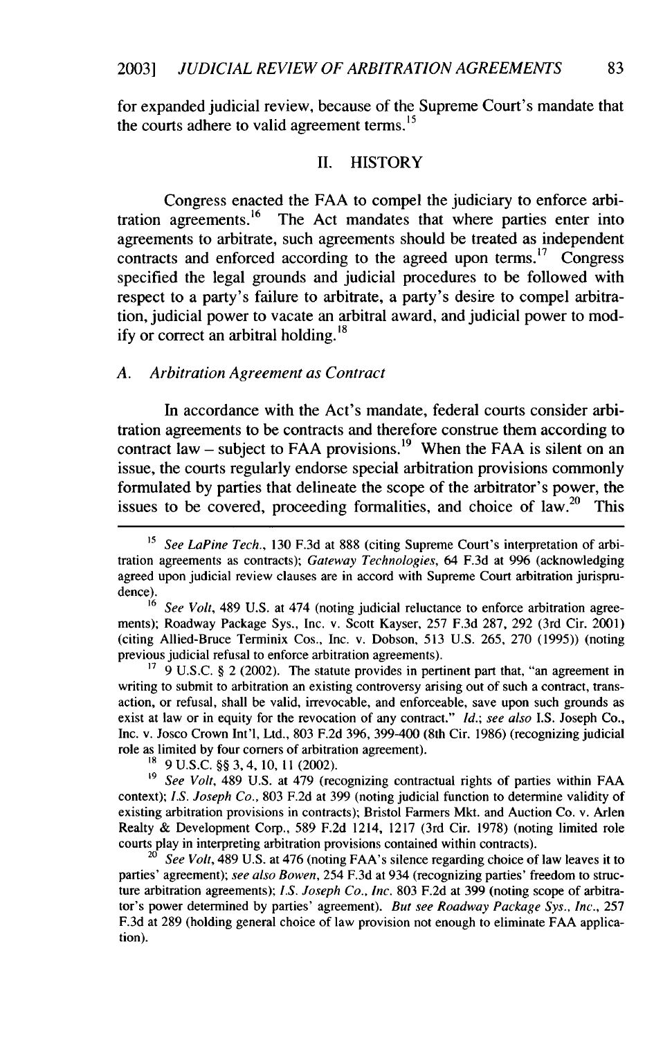for expanded judicial review, because of the Supreme Court's mandate that the courts adhere to valid agreement terms.[15]

## II. HISTORY

Congress enacted the FAA to compel the judiciary to enforce arbitration agreements.[16] The Act mandates that where parties enter into agreements to arbitrate, such agreements should be treated as independent contracts and enforced according to the agreed upon terms.[17] Congress specified the legal grounds and judicial procedures to be followed with respect to a party's failure to arbitrate, a party's desire to compel arbitration, judicial power to vacate an arbitral award, and judicial power to modify or correct an arbitral holding.[18]

### A. *Arbitration Agreement as Contract*

In accordance with the Act's mandate, federal courts consider arbitration agreements to be contracts and therefore construe them according to contract law – subject to FAA provisions.[19] When the FAA is silent on an issue, the courts regularly endorse special arbitration provisions commonly formulated by parties that delineate the scope of the arbitrator's power, the issues to be covered, proceeding formalities, and choice of law.[20] This

---

[15] *See LaPine Tech.*, 130 F.3d at 888 (citing Supreme Court's interpretation of arbitration agreements as contracts); *Gateway Technologies*, 64 F.3d at 996 (acknowledging agreed upon judicial review clauses are in accord with Supreme Court arbitration jurisprudence).

[16] *See Volt*, 489 U.S. at 474 (noting judicial reluctance to enforce arbitration agreements); Roadway Package Sys., Inc. v. Scott Kayser, 257 F.3d 287, 292 (3rd Cir. 2001) (citing Allied-Bruce Terminix Cos., Inc. v. Dobson, 513 U.S. 265, 270 (1995)) (noting previous judicial refusal to enforce arbitration agreements).

[17] 9 U.S.C. § 2 (2002). The statute provides in pertinent part that, "an agreement in writing to submit to arbitration an existing controversy arising out of such a contract, transaction, or refusal, shall be valid, irrevocable, and enforceable, save upon such grounds as exist at law or in equity for the revocation of any contract." *Id.*; *see also* I.S. Joseph Co., Inc. v. Josco Crown Int'l, Ltd., 803 F.2d 396, 399-400 (8th Cir. 1986) (recognizing judicial role as limited by four corners of arbitration agreement).

[18] 9 U.S.C. §§ 3, 4, 10, 11 (2002).

[19] *See Volt*, 489 U.S. at 479 (recognizing contractual rights of parties within FAA context); *I.S. Joseph Co.*, 803 F.2d at 399 (noting judicial function to determine validity of existing arbitration provisions in contracts); Bristol Farmers Mkt. and Auction Co. v. Arlen Realty & Development Corp., 589 F.2d 1214, 1217 (3rd Cir. 1978) (noting limited role courts play in interpreting arbitration provisions contained within contracts).

[20] *See Volt*, 489 U.S. at 476 (noting FAA's silence regarding choice of law leaves it to parties' agreement); *see also Bowen*, 254 F.3d at 934 (recognizing parties' freedom to structure arbitration agreements); *I.S. Joseph Co., Inc.* 803 F.2d at 399 (noting scope of arbitrator's power determined by parties' agreement). *But see Roadway Package Sys., Inc.*, 257 F.3d at 289 (holding general choice of law provision not enough to eliminate FAA application).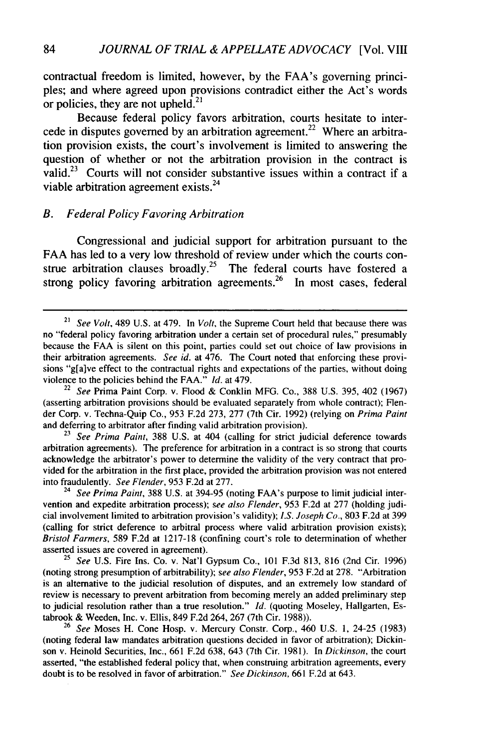contractual freedom is limited, however, by the FAA's governing principles; and where agreed upon provisions contradict either the Act's words or policies, they are not upheld.[21]

Because federal policy favors arbitration, courts hesitate to intercede in disputes governed by an arbitration agreement.[22] Where an arbitration provision exists, the court's involvement is limited to answering the question of whether or not the arbitration provision in the contract is valid.[23] Courts will not consider substantive issues within a contract if a viable arbitration agreement exists.[24]

### *B. Federal Policy Favoring Arbitration*

Congressional and judicial support for arbitration pursuant to the FAA has led to a very low threshold of review under which the courts construe arbitration clauses broadly.[25] The federal courts have fostered a strong policy favoring arbitration agreements.[26] In most cases, federal

---

[21] *See Volt*, 489 U.S. at 479. In *Volt*, the Supreme Court held that because there was no "federal policy favoring arbitration under a certain set of procedural rules," presumably because the FAA is silent on this point, parties could set out choice of law provisions in their arbitration agreements. *See id.* at 476. The Court noted that enforcing these provisions "g[a]ve effect to the contractual rights and expectations of the parties, without doing violence to the policies behind the FAA." *Id.* at 479.

[22] *See* Prima Paint Corp. v. Flood & Conklin MFG. Co., 388 U.S. 395, 402 (1967) (asserting arbitration provisions should be evaluated separately from whole contract); Flender Corp. v. Techna-Quip Co., 953 F.2d 273, 277 (7th Cir. 1992) (relying on *Prima Paint* and deferring to arbitrator after finding valid arbitration provision).

[23] *See Prima Paint*, 388 U.S. at 404 (calling for strict judicial deference towards arbitration agreements). The preference for arbitration in a contract is so strong that courts acknowledge the arbitrator's power to determine the validity of the very contract that provided for the arbitration in the first place, provided the arbitration provision was not entered into fraudulently. *See Flender*, 953 F.2d at 277.

[24] *See Prima Paint*, 388 U.S. at 394-95 (noting FAA's purpose to limit judicial intervention and expedite arbitration process); *see also Flender*, 953 F.2d at 277 (holding judicial involvement limited to arbitration provision's validity); *I.S. Joseph Co.*, 803 F.2d at 399 (calling for strict deference to arbitral process where valid arbitration provision exists); *Bristol Farmers*, 589 F.2d at 1217-18 (confining court's role to determination of whether asserted issues are covered in agreement).

[25] *See* U.S. Fire Ins. Co. v. Nat'l Gypsum Co., 101 F.3d 813, 816 (2nd Cir. 1996) (noting strong presumption of arbitrability); *see also Flender*, 953 F.2d at 278. "Arbitration is an alternative to the judicial resolution of disputes, and an extremely low standard of review is necessary to prevent arbitration from becoming merely an added preliminary step to judicial resolution rather than a true resolution." *Id.* (quoting Moseley, Hallgarten, Estabrook & Weeden, Inc. v. Ellis, 849 F.2d 264, 267 (7th Cir. 1988)).

[26] *See* Moses H. Cone Hosp. v. Mercury Constr. Corp., 460 U.S. 1, 24-25 (1983) (noting federal law mandates arbitration questions decided in favor of arbitration); Dickinson v. Heinold Securities, Inc., 661 F.2d 638, 643 (7th Cir. 1981). In *Dickinson*, the court asserted, "the established federal policy that, when construing arbitration agreements, every doubt is to be resolved in favor of arbitration." *See Dickinson*, 661 F.2d at 643.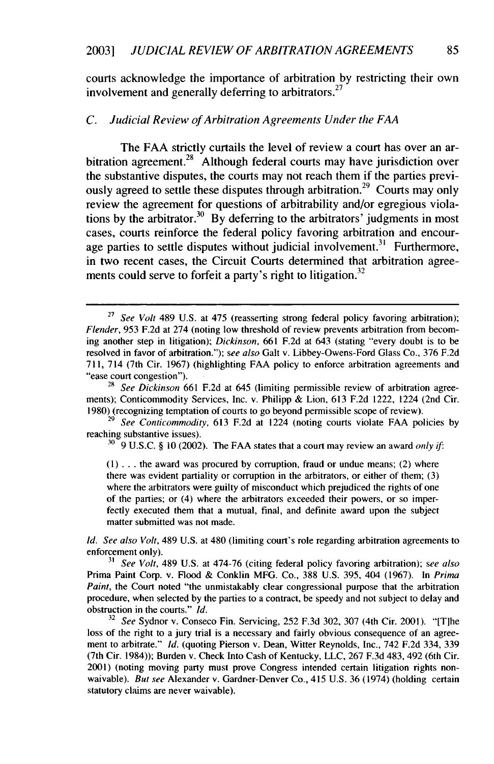courts acknowledge the importance of arbitration by restricting their own involvement and generally deferring to arbitrators.[27]

### C. *Judicial Review of Arbitration Agreements Under the FAA*

The FAA strictly curtails the level of review a court has over an arbitration agreement.[28] Although federal courts may have jurisdiction over the substantive disputes, the courts may not reach them if the parties previously agreed to settle these disputes through arbitration.[29] Courts may only review the agreement for questions of arbitrability and/or egregious violations by the arbitrator.[30] By deferring to the arbitrators' judgments in most cases, courts reinforce the federal policy favoring arbitration and encourage parties to settle disputes without judicial involvement.[31] Furthermore, in two recent cases, the Circuit Courts determined that arbitration agreements could serve to forfeit a party's right to litigation.[32]

---

[27] *See Volt* 489 U.S. at 475 (reasserting strong federal policy favoring arbitration); *Flender*, 953 F.2d at 274 (noting low threshold of review prevents arbitration from becoming another step in litigation); *Dickinson*, 661 F.2d at 643 (stating "every doubt is to be resolved in favor of arbitration."); *see also* Galt v. Libbey-Owens-Ford Glass Co., 376 F.2d 711, 714 (7th Cir. 1967) (highlighting FAA policy to enforce arbitration agreements and "ease court congestion").

[28] *See Dickinson* 661 F.2d at 645 (limiting permissible review of arbitration agreements); Conticommodity Services, Inc. v. Philipp & Lion, 613 F.2d 1222, 1224 (2nd Cir. 1980) (recognizing temptation of courts to go beyond permissible scope of review).

[29] *See Conticommodity*, 613 F.2d at 1224 (noting courts violate FAA policies by reaching substantive issues).

[30] 9 U.S.C. § 10 (2002). The FAA states that a court may review an award *only if*:

> (1) . . . the award was procured by corruption, fraud or undue means; (2) where there was evident partiality or corruption in the arbitrators, or either of them; (3) where the arbitrators were guilty of misconduct which prejudiced the rights of one of the parties; or (4) where the arbitrators exceeded their powers, or so imperfectly executed them that a mutual, final, and definite award upon the subject matter submitted was not made.

*Id. See also Volt*, 489 U.S. at 480 (limiting court's role regarding arbitration agreements to enforcement only).

[31] *See Volt*, 489 U.S. at 474-76 (citing federal policy favoring arbitration); *see also* Prima Paint Corp. v. Flood & Conklin MFG. Co., 388 U.S. 395, 404 (1967). In *Prima Paint*, the Court noted "the unmistakably clear congressional purpose that the arbitration procedure, when selected by the parties to a contract, be speedy and not subject to delay and obstruction in the courts." *Id.*

[32] *See* Sydnor v. Conseco Fin. Servicing, 252 F.3d 302, 307 (4th Cir. 2001). "[T]he loss of the right to a jury trial is a necessary and fairly obvious consequence of an agreement to arbitrate." *Id.* (quoting Pierson v. Dean, Witter Reynolds, Inc., 742 F.2d 334, 339 (7th Cir. 1984)); Burden v. Check Into Cash of Kentucky, LLC, 267 F.3d 483, 492 (6th Cir. 2001) (noting moving party must prove Congress intended certain litigation rights non-waivable). *But see* Alexander v. Gardner-Denver Co., 415 U.S. 36 (1974) (holding certain statutory claims are never waivable).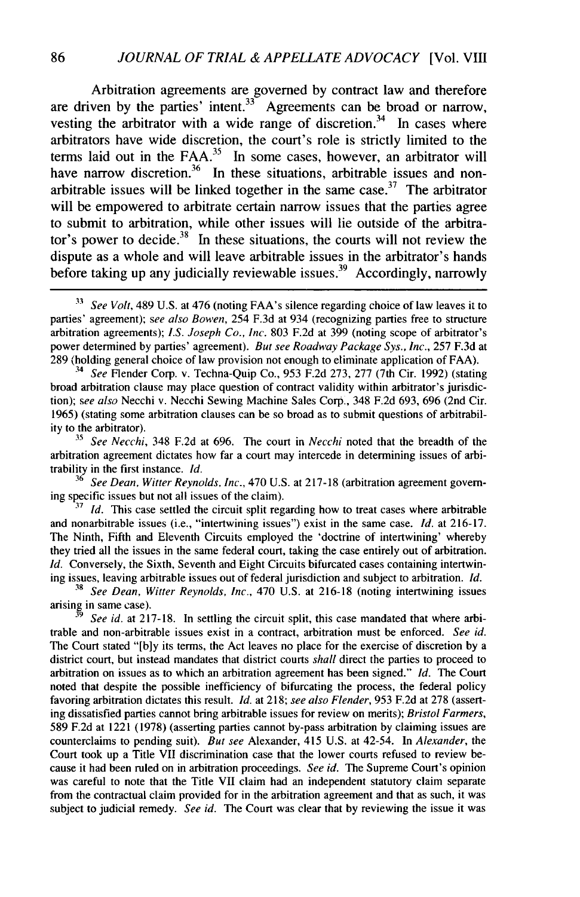Arbitration agreements are governed by contract law and therefore are driven by the parties' intent.[33] Agreements can be broad or narrow, vesting the arbitrator with a wide range of discretion.[34] In cases where arbitrators have wide discretion, the court's role is strictly limited to the terms laid out in the FAA.[35] In some cases, however, an arbitrator will have narrow discretion.[36] In these situations, arbitrable issues and non-arbitrable issues will be linked together in the same case.[37] The arbitrator will be empowered to arbitrate certain narrow issues that the parties agree to submit to arbitration, while other issues will lie outside of the arbitrator's power to decide.[38] In these situations, the courts will not review the dispute as a whole and will leave arbitrable issues in the arbitrator's hands before taking up any judicially reviewable issues.[39] Accordingly, narrowly

---

[33] *See Volt*, 489 U.S. at 476 (noting FAA's silence regarding choice of law leaves it to parties' agreement); *see also Bowen*, 254 F.3d at 934 (recognizing parties free to structure arbitration agreements); *I.S. Joseph Co., Inc.* 803 F.2d at 399 (noting scope of arbitrator's power determined by parties' agreement). *But see Roadway Package Sys., Inc.*, 257 F.3d at 289 (holding general choice of law provision not enough to eliminate application of FAA).

[34] *See* Flender Corp. v. Techna-Quip Co., 953 F.2d 273, 277 (7th Cir. 1992) (stating broad arbitration clause may place question of contract validity within arbitrator's jurisdiction); *see also* Necchi v. Necchi Sewing Machine Sales Corp., 348 F.2d 693, 696 (2nd Cir. 1965) (stating some arbitration clauses can be so broad as to submit questions of arbitrability to the arbitrator).

[35] *See Necchi*, 348 F.2d at 696. The court in *Necchi* noted that the breadth of the arbitration agreement dictates how far a court may intercede in determining issues of arbitrability in the first instance. *Id.*

[36] *See Dean, Witter Reynolds, Inc.*, 470 U.S. at 217-18 (arbitration agreement governing specific issues but not all issues of the claim).

[37] *Id.* This case settled the circuit split regarding how to treat cases where arbitrable and nonarbitrable issues (i.e., "intertwining issues") exist in the same case. *Id.* at 216-17. The Ninth, Fifth and Eleventh Circuits employed the 'doctrine of intertwining' whereby they tried all the issues in the same federal court, taking the case entirely out of arbitration. *Id.* Conversely, the Sixth, Seventh and Eight Circuits bifurcated cases containing intertwining issues, leaving arbitrable issues out of federal jurisdiction and subject to arbitration. *Id.*

[38] *See Dean, Witter Reynolds, Inc.*, 470 U.S. at 216-18 (noting intertwining issues arising in same case).

[39] *See id.* at 217-18. In settling the circuit split, this case mandated that where arbitrable and non-arbitrable issues exist in a contract, arbitration must be enforced. *See id.* The Court stated "[b]y its terms, the Act leaves no place for the exercise of discretion by a district court, but instead mandates that district courts *shall* direct the parties to proceed to arbitration on issues as to which an arbitration agreement has been signed." *Id.* The Court noted that despite the possible inefficiency of bifurcating the process, the federal policy favoring arbitration dictates this result. *Id.* at 218; *see also Flender*, 953 F.2d at 278 (asserting dissatisfied parties cannot bring arbitrable issues for review on merits); *Bristol Farmers*, 589 F.2d at 1221 (1978) (asserting parties cannot by-pass arbitration by claiming issues are counterclaims to pending suit). *But see* Alexander, 415 U.S. at 42-54. In *Alexander*, the Court took up a Title VII discrimination case that the lower courts refused to review because it had been ruled on in arbitration proceedings. *See id.* The Supreme Court's opinion was careful to note that the Title VII claim had an independent statutory claim separate from the contractual claim provided for in the arbitration agreement and that as such, it was subject to judicial remedy. *See id.* The Court was clear that by reviewing the issue it was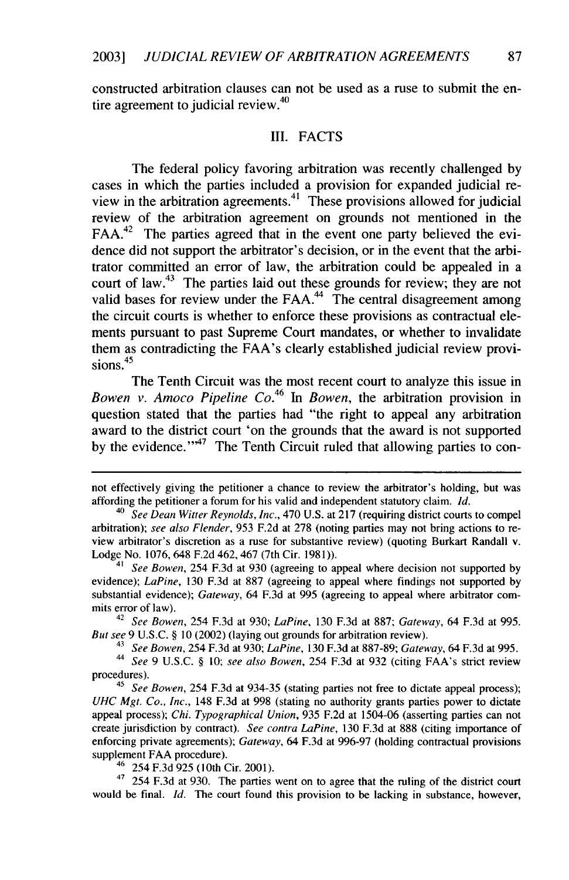constructed arbitration clauses can not be used as a ruse to submit the entire agreement to judicial review.[40]

## III. FACTS

The federal policy favoring arbitration was recently challenged by cases in which the parties included a provision for expanded judicial review in the arbitration agreements.[41] These provisions allowed for judicial review of the arbitration agreement on grounds not mentioned in the FAA.[42] The parties agreed that in the event one party believed the evidence did not support the arbitrator's decision, or in the event that the arbitrator committed an error of law, the arbitration could be appealed in a court of law.[43] The parties laid out these grounds for review; they are not valid bases for review under the FAA.[44] The central disagreement among the circuit courts is whether to enforce these provisions as contractual elements pursuant to past Supreme Court mandates, or whether to invalidate them as contradicting the FAA's clearly established judicial review provisions.[45]

The Tenth Circuit was the most recent court to analyze this issue in *Bowen v. Amoco Pipeline Co.*[46] In *Bowen*, the arbitration provision in question stated that the parties had "the right to appeal any arbitration award to the district court 'on the grounds that the award is not supported by the evidence.'"[47] The Tenth Circuit ruled that allowing parties to con-

---

not effectively giving the petitioner a chance to review the arbitrator's holding, but was affording the petitioner a forum for his valid and independent statutory claim. *Id.*

[40] *See Dean Witter Reynolds, Inc.*, 470 U.S. at 217 (requiring district courts to compel arbitration); *see also Flender*, 953 F.2d at 278 (noting parties may not bring actions to review arbitrator's discretion as a ruse for substantive review) (quoting Burkart Randall v. Lodge No. 1076, 648 F.2d 462, 467 (7th Cir. 1981)).

[41] *See Bowen*, 254 F.3d at 930 (agreeing to appeal where decision not supported by evidence); *LaPine*, 130 F.3d at 887 (agreeing to appeal where findings not supported by substantial evidence); *Gateway*, 64 F.3d at 995 (agreeing to appeal where arbitrator commits error of law).

[42] *See Bowen*, 254 F.3d at 930; *LaPine*, 130 F.3d at 887; *Gateway*, 64 F.3d at 995. *But see* 9 U.S.C. § 10 (2002) (laying out grounds for arbitration review).

[43] *See Bowen*, 254 F.3d at 930; *LaPine*, 130 F.3d at 887-89; *Gateway*, 64 F.3d at 995.

[44] *See* 9 U.S.C. § 10; *see also Bowen*, 254 F.3d at 932 (citing FAA's strict review procedures).

[45] *See Bowen*, 254 F.3d at 934-35 (stating parties not free to dictate appeal process); *UHC Mgt. Co., Inc.*, 148 F.3d at 998 (stating no authority grants parties power to dictate appeal process); *Chi. Typographical Union*, 935 F.2d at 1504-06 (asserting parties can not create jurisdiction by contract). *See contra LaPine*, 130 F.3d at 888 (citing importance of enforcing private agreements); *Gateway*, 64 F.3d at 996-97 (holding contractual provisions supplement FAA procedure).

[46] 254 F.3d 925 (10th Cir. 2001).

[47] 254 F.3d at 930. The parties went on to agree that the ruling of the district court would be final. *Id.* The court found this provision to be lacking in substance, however,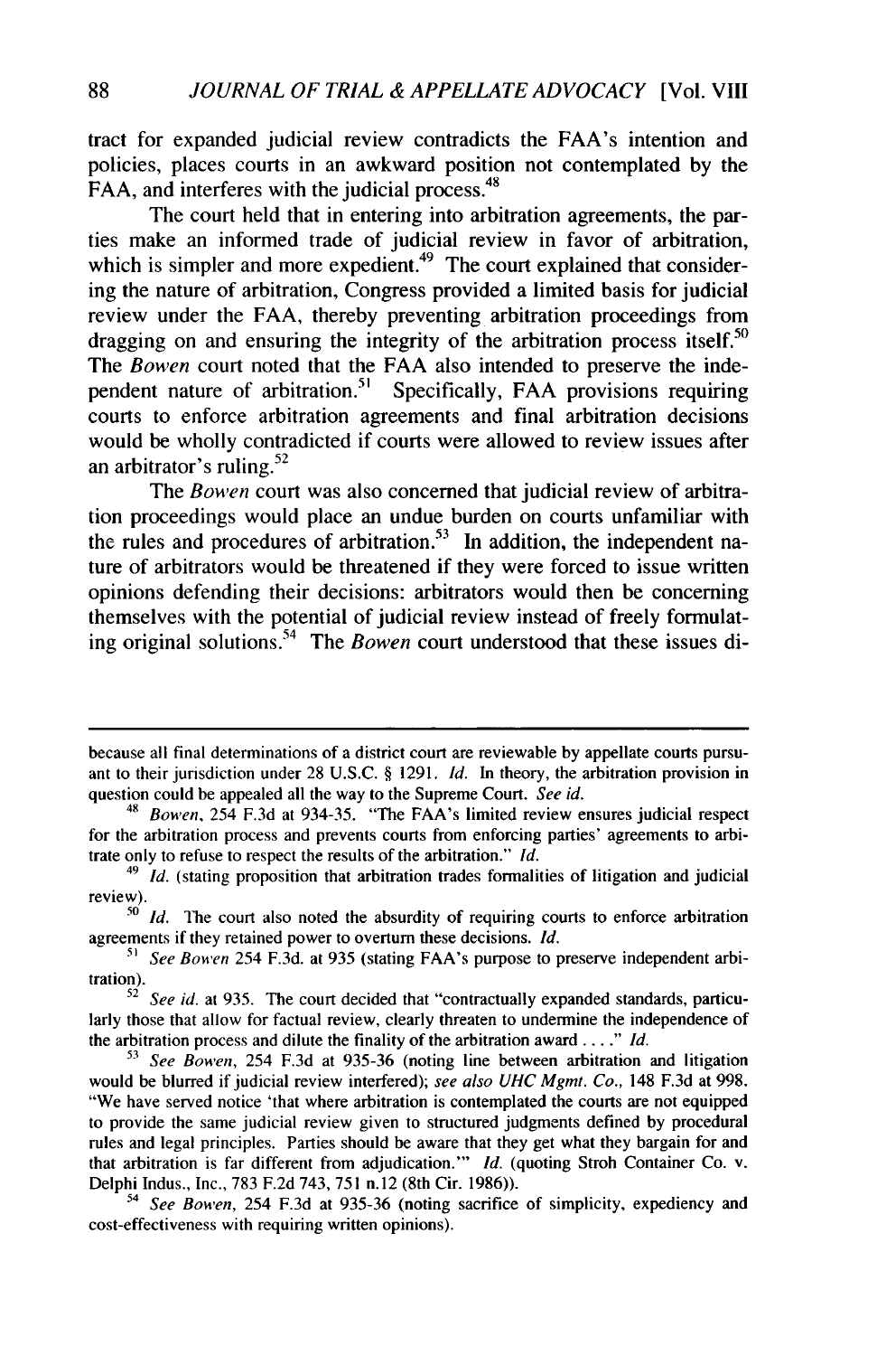tract for expanded judicial review contradicts the FAA's intention and policies, places courts in an awkward position not contemplated by the FAA, and interferes with the judicial process.[48]

The court held that in entering into arbitration agreements, the parties make an informed trade of judicial review in favor of arbitration, which is simpler and more expedient.[49] The court explained that considering the nature of arbitration, Congress provided a limited basis for judicial review under the FAA, thereby preventing arbitration proceedings from dragging on and ensuring the integrity of the arbitration process itself.[50] The *Bowen* court noted that the FAA also intended to preserve the independent nature of arbitration.[51] Specifically, FAA provisions requiring courts to enforce arbitration agreements and final arbitration decisions would be wholly contradicted if courts were allowed to review issues after an arbitrator's ruling.[52]

The *Bowen* court was also concerned that judicial review of arbitration proceedings would place an undue burden on courts unfamiliar with the rules and procedures of arbitration.[53] In addition, the independent nature of arbitrators would be threatened if they were forced to issue written opinions defending their decisions: arbitrators would then be concerning themselves with the potential of judicial review instead of freely formulating original solutions.[54] The *Bowen* court understood that these issues di-

---

because all final determinations of a district court are reviewable by appellate courts pursuant to their jurisdiction under 28 U.S.C. § 1291. *Id.* In theory, the arbitration provision in question could be appealed all the way to the Supreme Court. *See id.*

[48] *Bowen*, 254 F.3d at 934-35. "The FAA's limited review ensures judicial respect for the arbitration process and prevents courts from enforcing parties' agreements to arbitrate only to refuse to respect the results of the arbitration." *Id.*

[49] *Id.* (stating proposition that arbitration trades formalities of litigation and judicial review).

[50] *Id.* The court also noted the absurdity of requiring courts to enforce arbitration agreements if they retained power to overturn these decisions. *Id.*

[51] *See Bowen* 254 F.3d. at 935 (stating FAA's purpose to preserve independent arbitration).

[52] *See id.* at 935. The court decided that "contractually expanded standards, particularly those that allow for factual review, clearly threaten to undermine the independence of the arbitration process and dilute the finality of the arbitration award . . . ." *Id.*

[53] *See Bowen*, 254 F.3d at 935-36 (noting line between arbitration and litigation would be blurred if judicial review interfered); *see also UHC Mgmt. Co.*, 148 F.3d at 998. "We have served notice 'that where arbitration is contemplated the courts are not equipped to provide the same judicial review given to structured judgments defined by procedural rules and legal principles. Parties should be aware that they get what they bargain for and that arbitration is far different from adjudication.'" *Id.* (quoting Stroh Container Co. v. Delphi Indus., Inc., 783 F.2d 743, 751 n.12 (8th Cir. 1986)).

[54] *See Bowen*, 254 F.3d at 935-36 (noting sacrifice of simplicity, expediency and cost-effectiveness with requiring written opinions).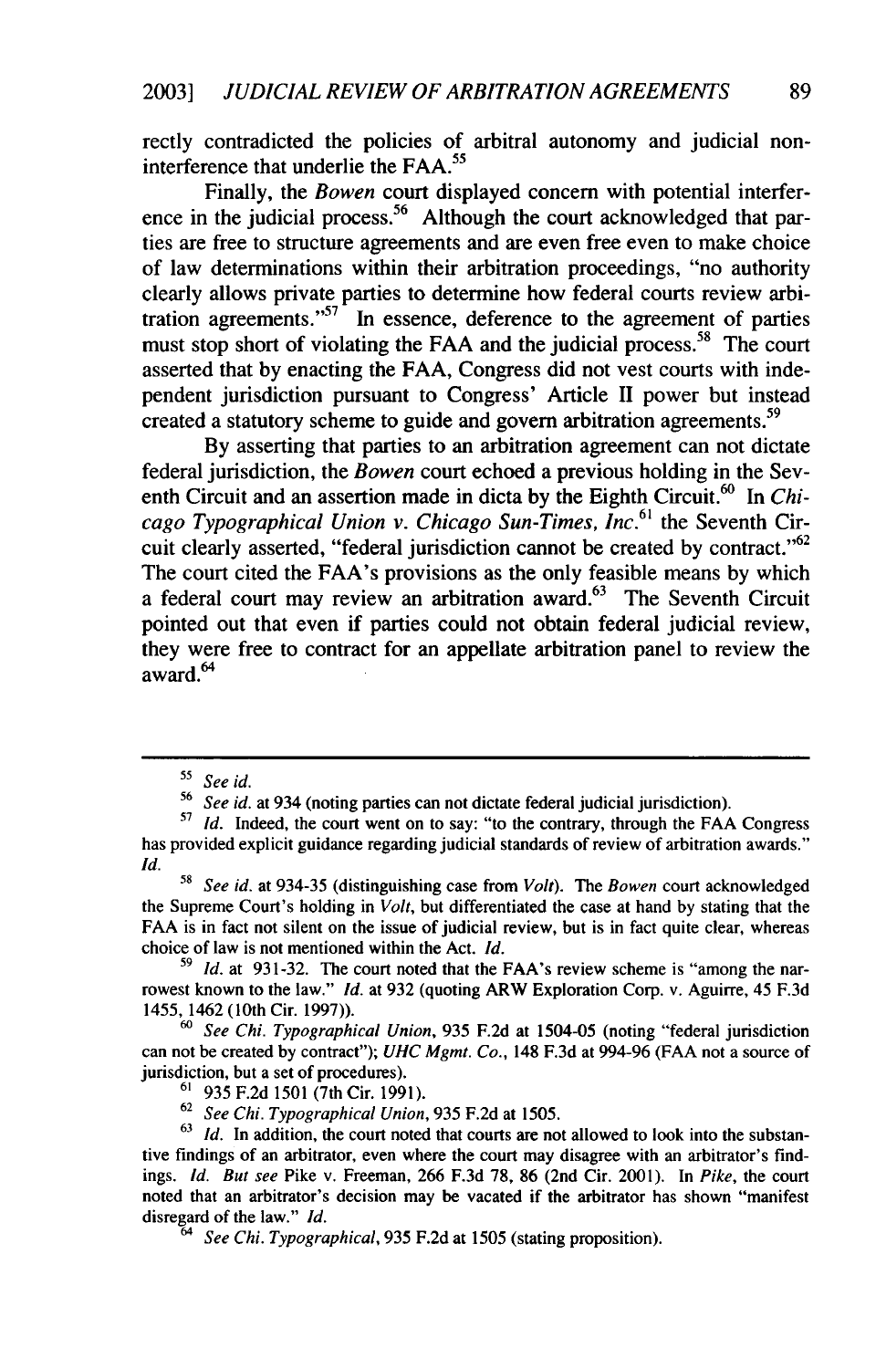rectly contradicted the policies of arbitral autonomy and judicial non-interference that underlie the FAA.[55]

Finally, the *Bowen* court displayed concern with potential interference in the judicial process.[56] Although the court acknowledged that parties are free to structure agreements and are even free even to make choice of law determinations within their arbitration proceedings, "no authority clearly allows private parties to determine how federal courts review arbitration agreements."[57] In essence, deference to the agreement of parties must stop short of violating the FAA and the judicial process.[58] The court asserted that by enacting the FAA, Congress did not vest courts with independent jurisdiction pursuant to Congress' Article II power but instead created a statutory scheme to guide and govern arbitration agreements.[59]

By asserting that parties to an arbitration agreement can not dictate federal jurisdiction, the *Bowen* court echoed a previous holding in the Seventh Circuit and an assertion made in dicta by the Eighth Circuit.[60] In *Chicago Typographical Union v. Chicago Sun-Times, Inc.*[61] the Seventh Circuit clearly asserted, "federal jurisdiction cannot be created by contract."[62] The court cited the FAA's provisions as the only feasible means by which a federal court may review an arbitration award.[63] The Seventh Circuit pointed out that even if parties could not obtain federal judicial review, they were free to contract for an appellate arbitration panel to review the award.[64]

---

[55] *See id.*

[56] *See id.* at 934 (noting parties can not dictate federal judicial jurisdiction).

[57] *Id.* Indeed, the court went on to say: "to the contrary, through the FAA Congress has provided explicit guidance regarding judicial standards of review of arbitration awards." *Id.*

[58] *See id.* at 934-35 (distinguishing case from *Volt*). The *Bowen* court acknowledged the Supreme Court's holding in *Volt*, but differentiated the case at hand by stating that the FAA is in fact not silent on the issue of judicial review, but is in fact quite clear, whereas choice of law is not mentioned within the Act. *Id.*

[59] *Id.* at 931-32. The court noted that the FAA's review scheme is "among the narrowest known to the law." *Id.* at 932 (quoting ARW Exploration Corp. v. Aguirre, 45 F.3d 1455, 1462 (10th Cir. 1997)).

[60] *See Chi. Typographical Union*, 935 F.2d at 1504-05 (noting "federal jurisdiction can not be created by contract"); *UHC Mgmt. Co.*, 148 F.3d at 994-96 (FAA not a source of jurisdiction, but a set of procedures).

[61] 935 F.2d 1501 (7th Cir. 1991).

[62] *See Chi. Typographical Union*, 935 F.2d at 1505.

[63] *Id.* In addition, the court noted that courts are not allowed to look into the substantive findings of an arbitrator, even where the court may disagree with an arbitrator's findings. *Id. But see* Pike v. Freeman, 266 F.3d 78, 86 (2nd Cir. 2001). In *Pike*, the court noted that an arbitrator's decision may be vacated if the arbitrator has shown "manifest disregard of the law." *Id.*

[64] *See Chi. Typographical*, 935 F.2d at 1505 (stating proposition).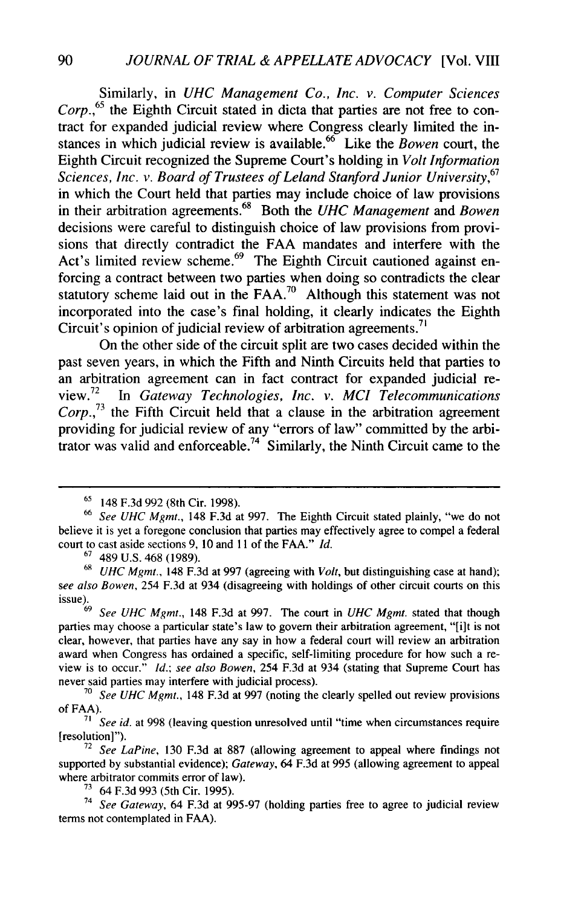Similarly, in *UHC Management Co., Inc. v. Computer Sciences Corp.*,[65] the Eighth Circuit stated in dicta that parties are not free to contract for expanded judicial review where Congress clearly limited the instances in which judicial review is available.[66] Like the *Bowen* court, the Eighth Circuit recognized the Supreme Court's holding in *Volt Information Sciences, Inc. v. Board of Trustees of Leland Stanford Junior University*,[67] in which the Court held that parties may include choice of law provisions in their arbitration agreements.[68] Both the *UHC Management* and *Bowen* decisions were careful to distinguish choice of law provisions from provisions that directly contradict the FAA mandates and interfere with the Act's limited review scheme.[69] The Eighth Circuit cautioned against enforcing a contract between two parties when doing so contradicts the clear statutory scheme laid out in the FAA.[70] Although this statement was not incorporated into the case's final holding, it clearly indicates the Eighth Circuit's opinion of judicial review of arbitration agreements.[71]

On the other side of the circuit split are two cases decided within the past seven years, in which the Fifth and Ninth Circuits held that parties to an arbitration agreement can in fact contract for expanded judicial review.[72] In *Gateway Technologies, Inc. v. MCI Telecommunications Corp.*,[73] the Fifth Circuit held that a clause in the arbitration agreement providing for judicial review of any "errors of law" committed by the arbitrator was valid and enforceable.[74] Similarly, the Ninth Circuit came to the

---

[65] 148 F.3d 992 (8th Cir. 1998).

[66] *See UHC Mgmt.*, 148 F.3d at 997. The Eighth Circuit stated plainly, "we do not believe it is yet a foregone conclusion that parties may effectively agree to compel a federal court to cast aside sections 9, 10 and 11 of the FAA." *Id.*

[67] 489 U.S. 468 (1989).

[68] *UHC Mgmt.*, 148 F.3d at 997 (agreeing with *Volt*, but distinguishing case at hand); *see also Bowen*, 254 F.3d at 934 (disagreeing with holdings of other circuit courts on this issue).

[69] *See UHC Mgmt.*, 148 F.3d at 997. The court in *UHC Mgmt.* stated that though parties may choose a particular state's law to govern their arbitration agreement, "[i]t is not clear, however, that parties have any say in how a federal court will review an arbitration award when Congress has ordained a specific, self-limiting procedure for how such a review is to occur." *Id.*; *see also Bowen*, 254 F.3d at 934 (stating that Supreme Court has never said parties may interfere with judicial process).

[70] *See UHC Mgmt.*, 148 F.3d at 997 (noting the clearly spelled out review provisions of FAA).

[71] *See id.* at 998 (leaving question unresolved until "time when circumstances require [resolution]").

[72] *See LaPine*, 130 F.3d at 887 (allowing agreement to appeal where findings not supported by substantial evidence); *Gateway*, 64 F.3d at 995 (allowing agreement to appeal where arbitrator commits error of law).

[73] 64 F.3d 993 (5th Cir. 1995).

[74] *See Gateway*, 64 F.3d at 995-97 (holding parties free to agree to judicial review terms not contemplated in FAA).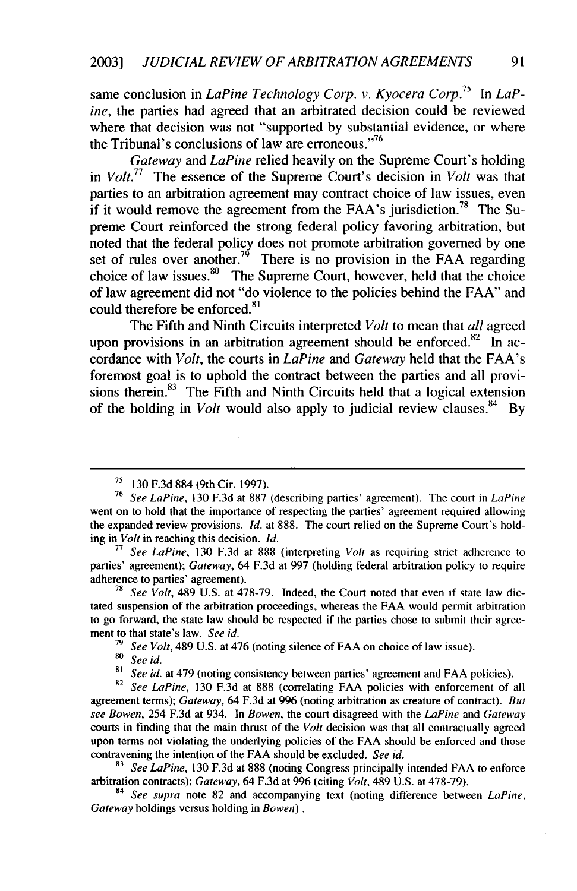same conclusion in *LaPine Technology Corp. v. Kyocera Corp.*[75] In *LaPine*, the parties had agreed that an arbitrated decision could be reviewed where that decision was not "supported by substantial evidence, or where the Tribunal's conclusions of law are erroneous."[76]

*Gateway* and *LaPine* relied heavily on the Supreme Court's holding in *Volt*.[77] The essence of the Supreme Court's decision in *Volt* was that parties to an arbitration agreement may contract choice of law issues, even if it would remove the agreement from the FAA's jurisdiction.[78] The Supreme Court reinforced the strong federal policy favoring arbitration, but noted that the federal policy does not promote arbitration governed by one set of rules over another.[79] There is no provision in the FAA regarding choice of law issues.[80] The Supreme Court, however, held that the choice of law agreement did not "do violence to the policies behind the FAA" and could therefore be enforced.[81]

The Fifth and Ninth Circuits interpreted *Volt* to mean that *all* agreed upon provisions in an arbitration agreement should be enforced.[82] In accordance with *Volt*, the courts in *LaPine* and *Gateway* held that the FAA's foremost goal is to uphold the contract between the parties and all provisions therein.[83] The Fifth and Ninth Circuits held that a logical extension of the holding in *Volt* would also apply to judicial review clauses.[84] By

---

[75] 130 F.3d 884 (9th Cir. 1997).

[76] *See LaPine*, 130 F.3d at 887 (describing parties' agreement). The court in *LaPine* went on to hold that the importance of respecting the parties' agreement required allowing the expanded review provisions. *Id.* at 888. The court relied on the Supreme Court's holding in *Volt* in reaching this decision. *Id.*

[77] *See LaPine*, 130 F.3d at 888 (interpreting *Volt* as requiring strict adherence to parties' agreement); *Gateway*, 64 F.3d at 997 (holding federal arbitration policy to require adherence to parties' agreement).

[78] *See Volt*, 489 U.S. at 478-79. Indeed, the Court noted that even if state law dictated suspension of the arbitration proceedings, whereas the FAA would permit arbitration to go forward, the state law should be respected if the parties chose to submit their agreement to that state's law. *See id.*

[79] *See Volt*, 489 U.S. at 476 (noting silence of FAA on choice of law issue).

[80] *See id.*

[81] *See id.* at 479 (noting consistency between parties' agreement and FAA policies).

[82] *See LaPine*, 130 F.3d at 888 (correlating FAA policies with enforcement of all agreement terms); *Gateway*, 64 F.3d at 996 (noting arbitration as creature of contract). *But see Bowen*, 254 F.3d at 934. In *Bowen*, the court disagreed with the *LaPine* and *Gateway* courts in finding that the main thrust of the *Volt* decision was that all contractually agreed upon terms not violating the underlying policies of the FAA should be enforced and those contravening the intention of the FAA should be excluded. *See id.*

[83] *See LaPine*, 130 F.3d at 888 (noting Congress principally intended FAA to enforce arbitration contracts); *Gateway*, 64 F.3d at 996 (citing *Volt*, 489 U.S. at 478-79).

[84] *See supra* note 82 and accompanying text (noting difference between *LaPine*, *Gateway* holdings versus holding in *Bowen*).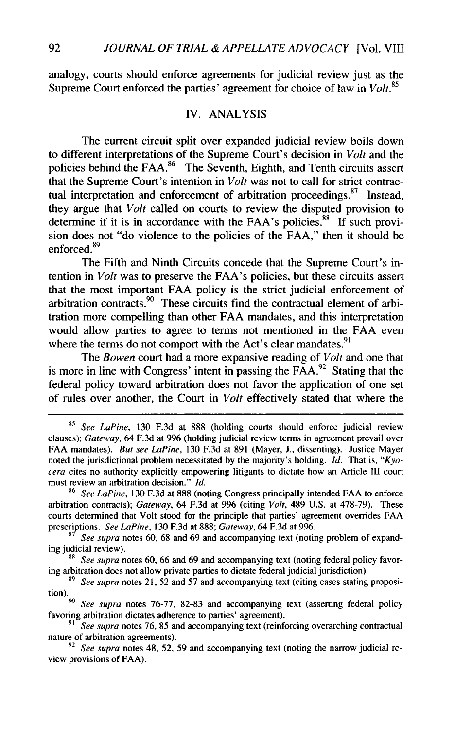analogy, courts should enforce agreements for judicial review just as the Supreme Court enforced the parties' agreement for choice of law in *Volt*.[85]

## IV. ANALYSIS

The current circuit split over expanded judicial review boils down to different interpretations of the Supreme Court's decision in *Volt* and the policies behind the FAA.[86] The Seventh, Eighth, and Tenth circuits assert that the Supreme Court's intention in *Volt* was not to call for strict contractual interpretation and enforcement of arbitration proceedings.[87] Instead, they argue that *Volt* called on courts to review the disputed provision to determine if it is in accordance with the FAA's policies.[88] If such provision does not "do violence to the policies of the FAA," then it should be enforced.[89]

The Fifth and Ninth Circuits concede that the Supreme Court's intention in *Volt* was to preserve the FAA's policies, but these circuits assert that the most important FAA policy is the strict judicial enforcement of arbitration contracts.[90] These circuits find the contractual element of arbitration more compelling than other FAA mandates, and this interpretation would allow parties to agree to terms not mentioned in the FAA even where the terms do not comport with the Act's clear mandates.[91]

The *Bowen* court had a more expansive reading of *Volt* and one that is more in line with Congress' intent in passing the FAA.[92] Stating that the federal policy toward arbitration does not favor the application of one set of rules over another, the Court in *Volt* effectively stated that where the

---

[85] *See LaPine*, 130 F.3d at 888 (holding courts should enforce judicial review clauses); *Gateway*, 64 F.3d at 996 (holding judicial review terms in agreement prevail over FAA mandates). *But see LaPine*, 130 F.3d at 891 (Mayer, J., dissenting). Justice Mayer noted the jurisdictional problem necessitated by the majority's holding. *Id.* That is, "*Kyocera* cites no authority explicitly empowering litigants to dictate how an Article III court must review an arbitration decision." *Id.*

[86] *See LaPine*, 130 F.3d at 888 (noting Congress principally intended FAA to enforce arbitration contracts); *Gateway*, 64 F.3d at 996 (citing *Volt*, 489 U.S. at 478-79). These courts determined that Volt stood for the principle that parties' agreement overrides FAA prescriptions. *See LaPine*, 130 F.3d at 888; *Gateway*, 64 F.3d at 996.

[87] *See supra* notes 60, 68 and 69 and accompanying text (noting problem of expanding judicial review).

[88] *See supra* notes 60, 66 and 69 and accompanying text (noting federal policy favoring arbitration does not allow private parties to dictate federal judicial jurisdiction).

[89] *See supra* notes 21, 52 and 57 and accompanying text (citing cases stating proposition).

[90] *See supra* notes 76-77, 82-83 and accompanying text (asserting federal policy favoring arbitration dictates adherence to parties' agreement).

[91] *See supra* notes 76, 85 and accompanying text (reinforcing overarching contractual nature of arbitration agreements).

[92] *See supra* notes 48, 52, 59 and accompanying text (noting the narrow judicial review provisions of FAA).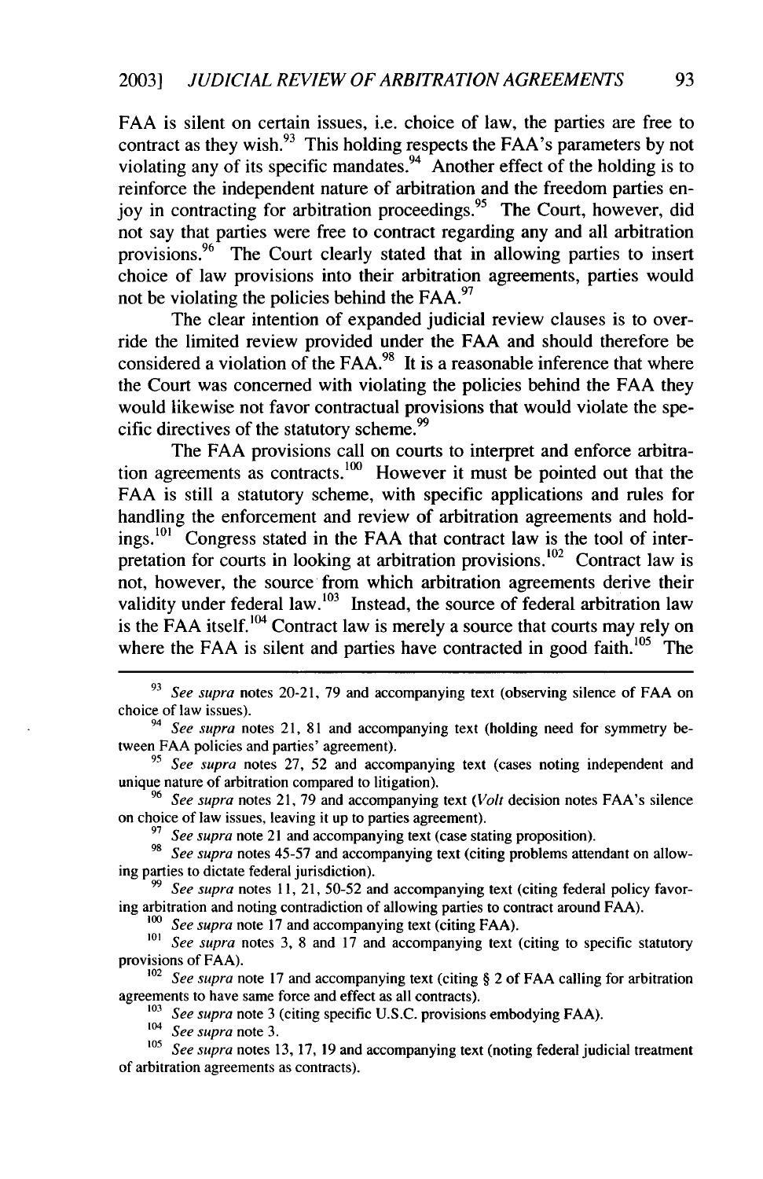FAA is silent on certain issues, i.e. choice of law, the parties are free to contract as they wish.[93] This holding respects the FAA's parameters by not violating any of its specific mandates.[94] Another effect of the holding is to reinforce the independent nature of arbitration and the freedom parties enjoy in contracting for arbitration proceedings.[95] The Court, however, did not say that parties were free to contract regarding any and all arbitration provisions.[96] The Court clearly stated that in allowing parties to insert choice of law provisions into their arbitration agreements, parties would not be violating the policies behind the FAA.[97]

The clear intention of expanded judicial review clauses is to override the limited review provided under the FAA and should therefore be considered a violation of the FAA.[98] It is a reasonable inference that where the Court was concerned with violating the policies behind the FAA they would likewise not favor contractual provisions that would violate the specific directives of the statutory scheme.[99]

The FAA provisions call on courts to interpret and enforce arbitration agreements as contracts.[100] However it must be pointed out that the FAA is still a statutory scheme, with specific applications and rules for handling the enforcement and review of arbitration agreements and holdings.[101] Congress stated in the FAA that contract law is the tool of interpretation for courts in looking at arbitration provisions.[102] Contract law is not, however, the source from which arbitration agreements derive their validity under federal law.[103] Instead, the source of federal arbitration law is the FAA itself.[104] Contract law is merely a source that courts may rely on where the FAA is silent and parties have contracted in good faith.[105] The

---

[93] *See supra* notes 20-21, 79 and accompanying text (observing silence of FAA on choice of law issues).

[94] *See supra* notes 21, 81 and accompanying text (holding need for symmetry between FAA policies and parties' agreement).

[95] *See supra* notes 27, 52 and accompanying text (cases noting independent and unique nature of arbitration compared to litigation).

[96] *See supra* notes 21, 79 and accompanying text (*Volt* decision notes FAA's silence on choice of law issues, leaving it up to parties agreement).

[97] *See supra* note 21 and accompanying text (case stating proposition).

[98] *See supra* notes 45-57 and accompanying text (citing problems attendant on allowing parties to dictate federal jurisdiction).

[99] *See supra* notes 11, 21, 50-52 and accompanying text (citing federal policy favoring arbitration and noting contradiction of allowing parties to contract around FAA).

[100] *See supra* note 17 and accompanying text (citing FAA).

[101] *See supra* notes 3, 8 and 17 and accompanying text (citing to specific statutory provisions of FAA).

[102] *See supra* note 17 and accompanying text (citing § 2 of FAA calling for arbitration agreements to have same force and effect as all contracts).

[103] *See supra* note 3 (citing specific U.S.C. provisions embodying FAA).

[104] *See supra* note 3.

[105] *See supra* notes 13, 17, 19 and accompanying text (noting federal judicial treatment of arbitration agreements as contracts).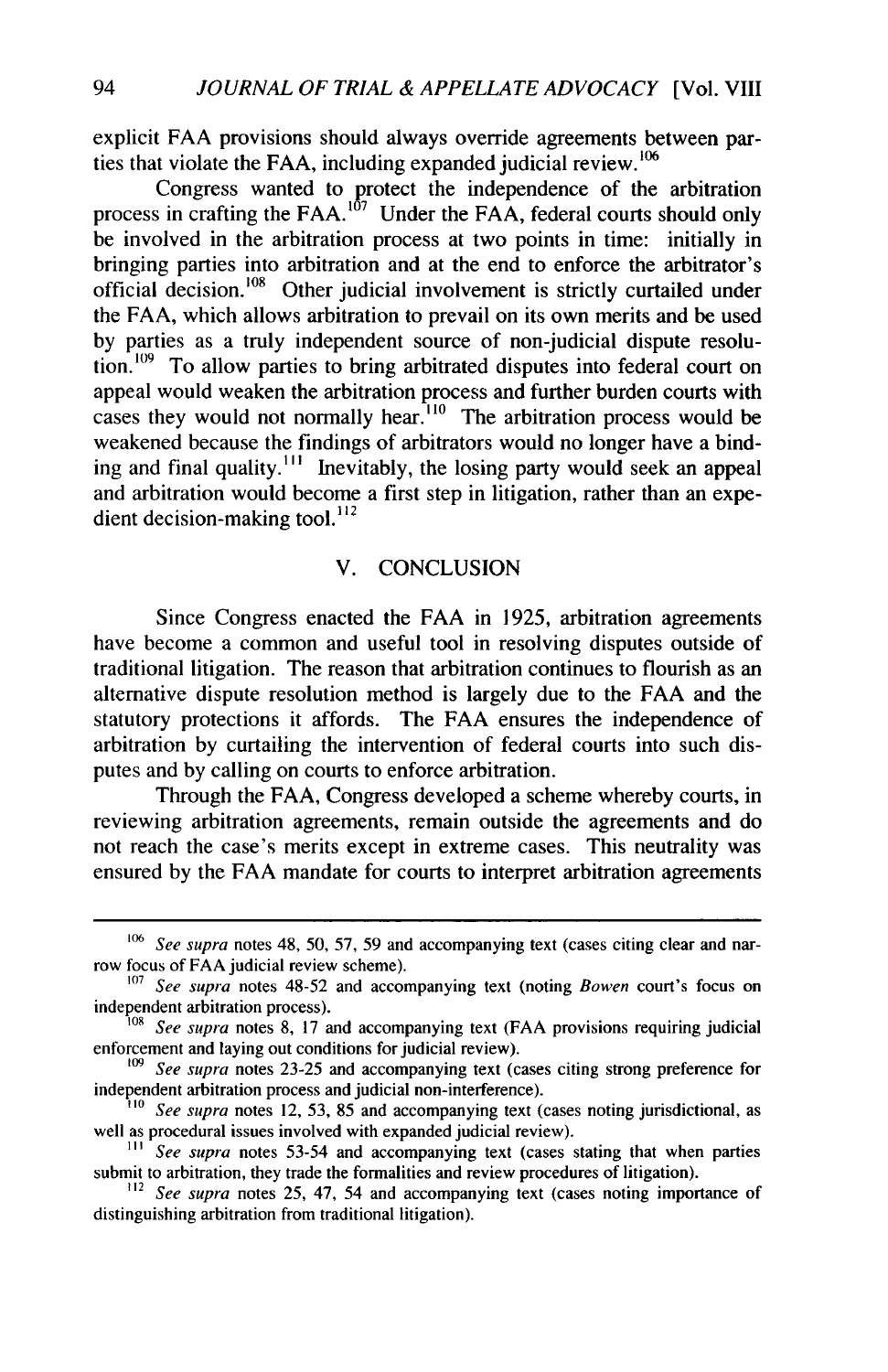explicit FAA provisions should always override agreements between parties that violate the FAA, including expanded judicial review.[106]

Congress wanted to protect the independence of the arbitration process in crafting the FAA.[107] Under the FAA, federal courts should only be involved in the arbitration process at two points in time: initially in bringing parties into arbitration and at the end to enforce the arbitrator's official decision.[108] Other judicial involvement is strictly curtailed under the FAA, which allows arbitration to prevail on its own merits and be used by parties as a truly independent source of non-judicial dispute resolution.[109] To allow parties to bring arbitrated disputes into federal court on appeal would weaken the arbitration process and further burden courts with cases they would not normally hear.[110] The arbitration process would be weakened because the findings of arbitrators would no longer have a binding and final quality.[111] Inevitably, the losing party would seek an appeal and arbitration would become a first step in litigation, rather than an expedient decision-making tool.[112]

## V. CONCLUSION

Since Congress enacted the FAA in 1925, arbitration agreements have become a common and useful tool in resolving disputes outside of traditional litigation. The reason that arbitration continues to flourish as an alternative dispute resolution method is largely due to the FAA and the statutory protections it affords. The FAA ensures the independence of arbitration by curtailing the intervention of federal courts into such disputes and by calling on courts to enforce arbitration.

Through the FAA, Congress developed a scheme whereby courts, in reviewing arbitration agreements, remain outside the agreements and do not reach the case's merits except in extreme cases. This neutrality was ensured by the FAA mandate for courts to interpret arbitration agreements

---

[106] *See supra* notes 48, 50, 57, 59 and accompanying text (cases citing clear and narrow focus of FAA judicial review scheme).

[107] *See supra* notes 48-52 and accompanying text (noting *Bowen* court's focus on independent arbitration process).

[108] *See supra* notes 8, 17 and accompanying text (FAA provisions requiring judicial enforcement and laying out conditions for judicial review).

[109] *See supra* notes 23-25 and accompanying text (cases citing strong preference for independent arbitration process and judicial non-interference).

[110] *See supra* notes 12, 53, 85 and accompanying text (cases noting jurisdictional, as well as procedural issues involved with expanded judicial review).

[111] *See supra* notes 53-54 and accompanying text (cases stating that when parties submit to arbitration, they trade the formalities and review procedures of litigation).

[112] *See supra* notes 25, 47, 54 and accompanying text (cases noting importance of distinguishing arbitration from traditional litigation).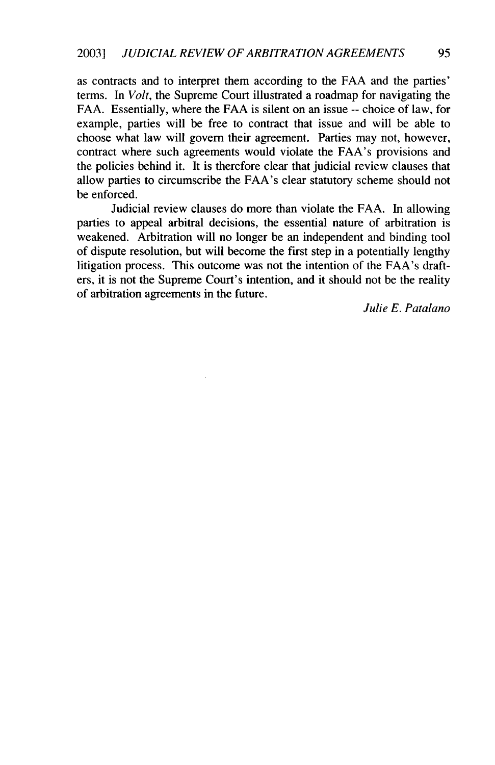as contracts and to interpret them according to the FAA and the parties' terms. In *Volt*, the Supreme Court illustrated a roadmap for navigating the FAA. Essentially, where the FAA is silent on an issue -- choice of law, for example, parties will be free to contract that issue and will be able to choose what law will govern their agreement. Parties may not, however, contract where such agreements would violate the FAA's provisions and the policies behind it. It is therefore clear that judicial review clauses that allow parties to circumscribe the FAA's clear statutory scheme should not be enforced.

Judicial review clauses do more than violate the FAA. In allowing parties to appeal arbitral decisions, the essential nature of arbitration is weakened. Arbitration will no longer be an independent and binding tool of dispute resolution, but will become the first step in a potentially lengthy litigation process. This outcome was not the intention of the FAA's drafters, it is not the Supreme Court's intention, and it should not be the reality of arbitration agreements in the future.

*Julie E. Patalano*